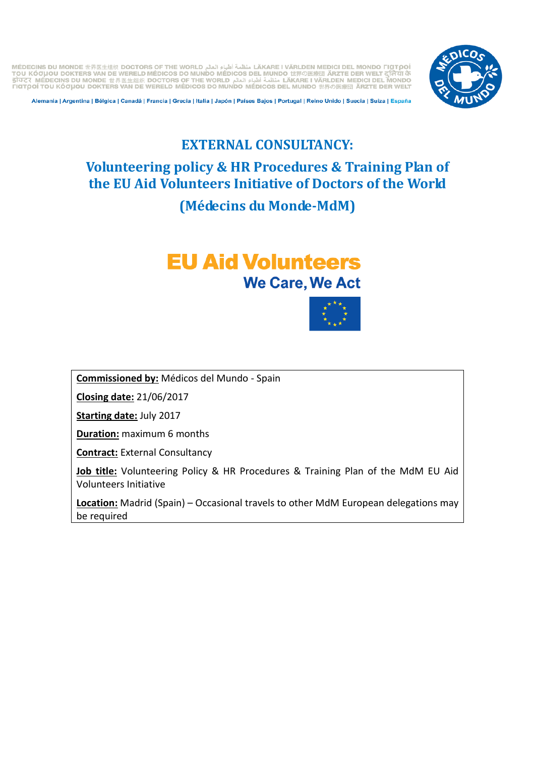MÉDECINS DU MONDE 世界医生组织 DOCTORS OF THE WORLD منظمة أطباء العالم LÄKARE I VÄRLDEN MEDICI DEL MONDO Γιατροί του Κόσμου DOKTERS VAN DE WERELD MÉDICOS DO MUNDO MÉDICOS DEL MUNDO 世界の医療団 ÄRZTE DER WELT दुनिया के डॉक्टर

Alemania | Argentina | Bélgica | Canadá | Francia | Grecia | Italia | Japón | Países Bajos | Portugal | Reino Unido | Suecia | Suiza | España

# EXTERNAL CONSULTANCY:

## Volunteering policy & HR Procedures & Training Plan of the EU Aid Volunteers Initiative of Doctors of the World (Médecins du Monde-MdM)

**EU Aid Volunteers**
**We Care, We Act**

**Commissioned by:** Médicos del Mundo - Spain

**Closing date:** 21/06/2017

**Starting date:** July 2017

**Duration:** maximum 6 months

**Contract:** External Consultancy

**Job title:** Volunteering Policy & HR Procedures & Training Plan of the MdM EU Aid Volunteers Initiative

**Location:** Madrid (Spain) – Occasional travels to other MdM European delegations may be required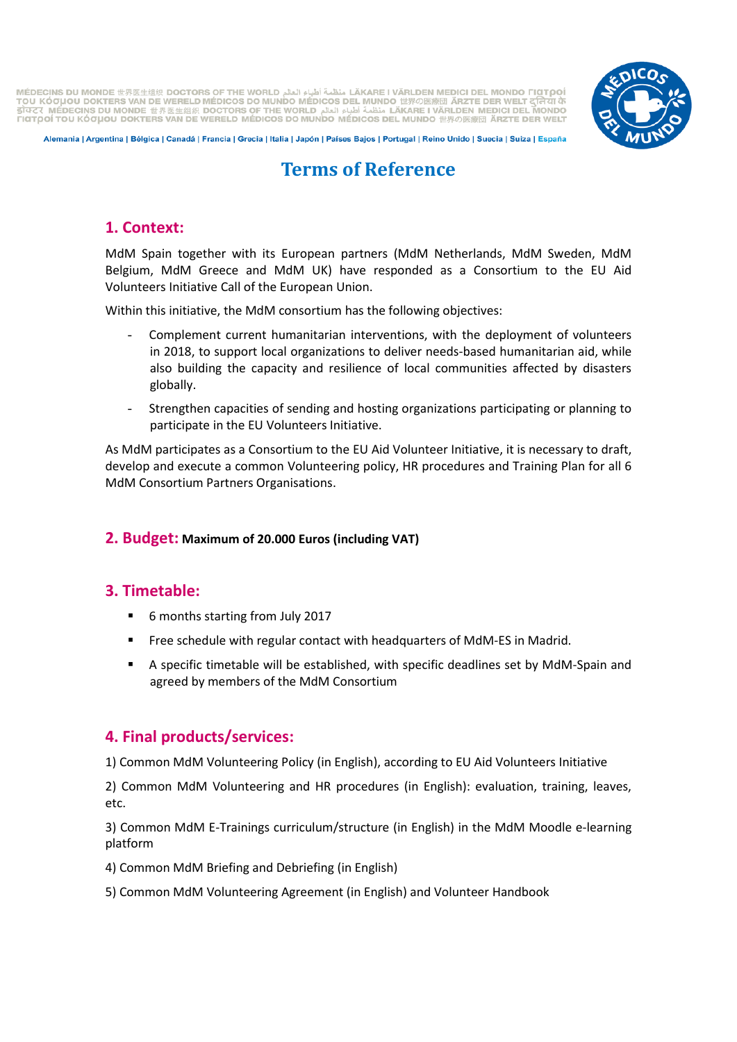# Terms of Reference

## 1. Context:

MdM Spain together with its European partners (MdM Netherlands, MdM Sweden, MdM Belgium, MdM Greece and MdM UK) have responded as a Consortium to the EU Aid Volunteers Initiative Call of the European Union.

Within this initiative, the MdM consortium has the following objectives:

- Complement current humanitarian interventions, with the deployment of volunteers in 2018, to support local organizations to deliver needs-based humanitarian aid, while also building the capacity and resilience of local communities affected by disasters globally.
- Strengthen capacities of sending and hosting organizations participating or planning to participate in the EU Volunteers Initiative.

As MdM participates as a Consortium to the EU Aid Volunteer Initiative, it is necessary to draft, develop and execute a common Volunteering policy, HR procedures and Training Plan for all 6 MdM Consortium Partners Organisations.

## 2. Budget: **Maximum of 20.000 Euros (including VAT)**

## 3. Timetable:

- 6 months starting from July 2017
- Free schedule with regular contact with headquarters of MdM-ES in Madrid.
- A specific timetable will be established, with specific deadlines set by MdM-Spain and agreed by members of the MdM Consortium

## 4. Final products/services:

1) Common MdM Volunteering Policy (in English), according to EU Aid Volunteers Initiative

2) Common MdM Volunteering and HR procedures (in English): evaluation, training, leaves, etc.

3) Common MdM E-Trainings curriculum/structure (in English) in the MdM Moodle e-learning platform

4) Common MdM Briefing and Debriefing (in English)

5) Common MdM Volunteering Agreement (in English) and Volunteer Handbook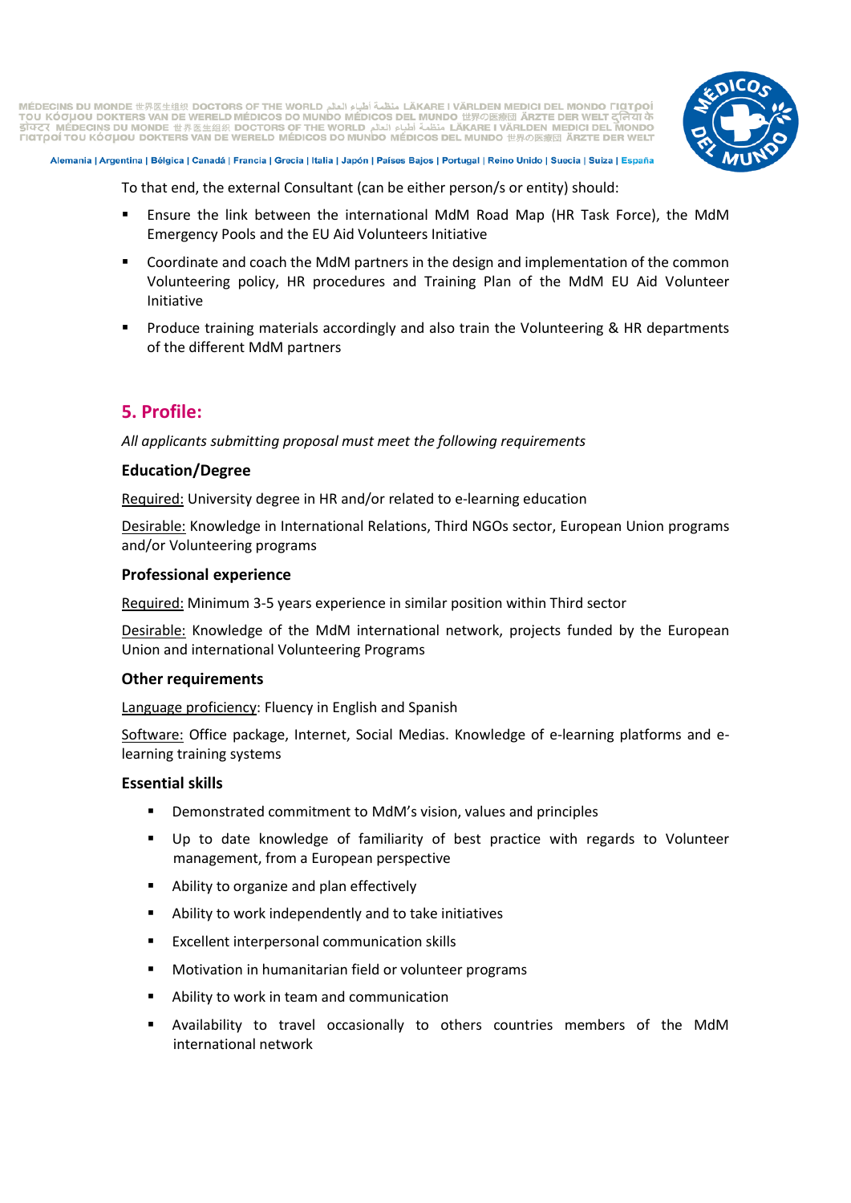To that end, the external Consultant (can be either person/s or entity) should:

- Ensure the link between the international MdM Road Map (HR Task Force), the MdM Emergency Pools and the EU Aid Volunteers Initiative
- Coordinate and coach the MdM partners in the design and implementation of the common Volunteering policy, HR procedures and Training Plan of the MdM EU Aid Volunteer Initiative
- Produce training materials accordingly and also train the Volunteering & HR departments of the different MdM partners

## 5. Profile:

*All applicants submitting proposal must meet the following requirements*

### Education/Degree

Required: University degree in HR and/or related to e-learning education

Desirable: Knowledge in International Relations, Third NGOs sector, European Union programs and/or Volunteering programs

### Professional experience

Required: Minimum 3-5 years experience in similar position within Third sector

Desirable: Knowledge of the MdM international network, projects funded by the European Union and international Volunteering Programs

### Other requirements

Language proficiency: Fluency in English and Spanish

Software: Office package, Internet, Social Medias. Knowledge of e-learning platforms and e-learning training systems

### Essential skills

- Demonstrated commitment to MdM's vision, values and principles
- Up to date knowledge of familiarity of best practice with regards to Volunteer management, from a European perspective
- Ability to organize and plan effectively
- Ability to work independently and to take initiatives
- Excellent interpersonal communication skills
- Motivation in humanitarian field or volunteer programs
- Ability to work in team and communication
- Availability to travel occasionally to others countries members of the MdM international network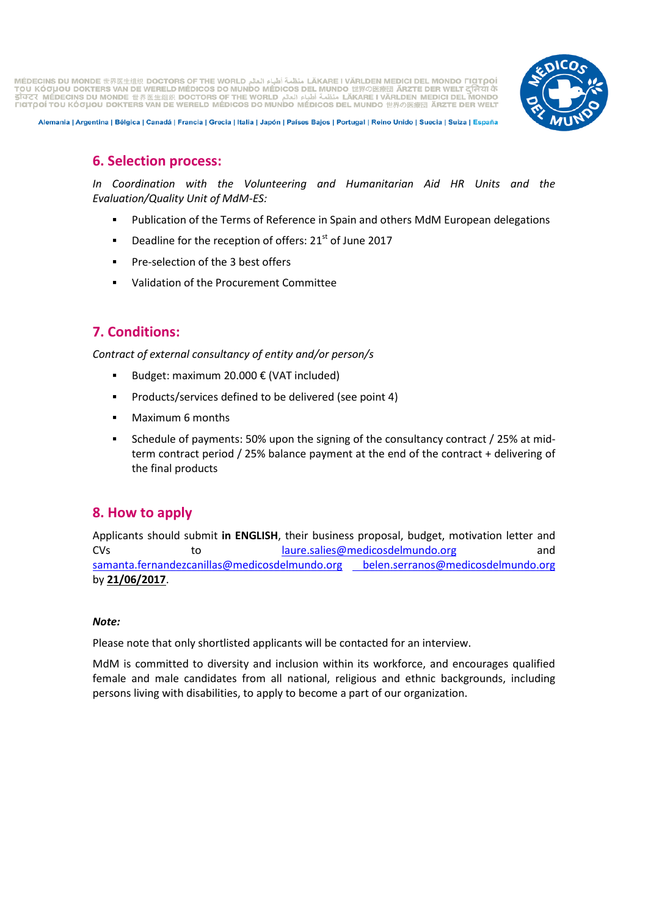## 6. Selection process:

*In Coordination with the Volunteering and Humanitarian Aid HR Units and the Evaluation/Quality Unit of MdM-ES:*

- Publication of the Terms of Reference in Spain and others MdM European delegations
- Deadline for the reception of offers: 21st of June 2017
- Pre-selection of the 3 best offers
- Validation of the Procurement Committee

## 7. Conditions:

*Contract of external consultancy of entity and/or person/s*

- Budget: maximum 20.000 € (VAT included)
- Products/services defined to be delivered (see point 4)
- Maximum 6 months
- Schedule of payments: 50% upon the signing of the consultancy contract / 25% at mid-term contract period / 25% balance payment at the end of the contract + delivering of the final products

## 8. How to apply

Applicants should submit **in ENGLISH**, their business proposal, budget, motivation letter and CVs to laure.salies@medicosdelmundo.org and samanta.fernandezcanillas@medicosdelmundo.org belen.serranos@medicosdelmundo.org by **21/06/2017**.

***Note:***

Please note that only shortlisted applicants will be contacted for an interview.

MdM is committed to diversity and inclusion within its workforce, and encourages qualified female and male candidates from all national, religious and ethnic backgrounds, including persons living with disabilities, to apply to become a part of our organization.